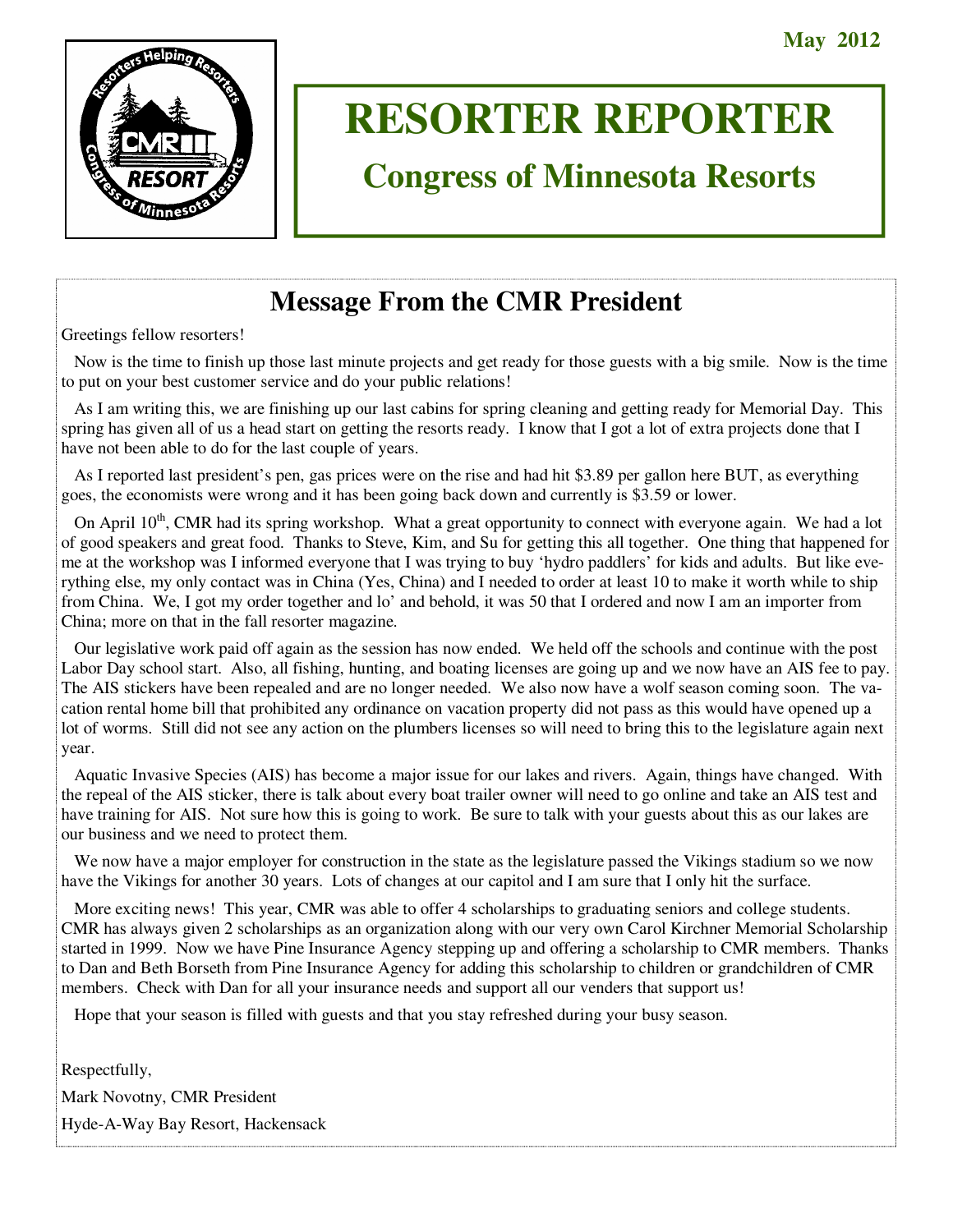May 2012

# RESORTER REPORTER

## Congress of Minnesota Resorts

## Message From the CMR President

Greetings fellow resorters!

Now is the time to finish up those last minute projects and get ready for those guests with a big smile. Now is the time to put on your best customer service and do your public relations!

As I am writing this, we are finishing up our last cabins for spring cleaning and getting ready for Memorial Day. This spring has given all of us a head start on getting the resorts ready. I know that I got a lot of extra projects done that I have not been able to do for the last couple of years.

As I reported last president's pen, gas prices were on the rise and had hit $3.89 per gallon here BUT, as everything goes, the economists were wrong and it has been going back down and currently is $3.59 or lower.

On April 10th, CMR had its spring workshop. What a great opportunity to connect with everyone again. We had a lot of good speakers and great food. Thanks to Steve, Kim, and Su for getting this all together. One thing that happened for me at the workshop was I informed everyone that I was trying to buy 'hydro paddlers' for kids and adults. But like everything else, my only contact was in China (Yes, China) and I needed to order at least 10 to make it worth while to ship from China. We, I got my order together and lo' and behold, it was 50 that I ordered and now I am an importer from China; more on that in the fall resorter magazine.

Our legislative work paid off again as the session has now ended. We held off the schools and continue with the post Labor Day school start. Also, all fishing, hunting, and boating licenses are going up and we now have an AIS fee to pay. The AIS stickers have been repealed and are no longer needed. We also now have a wolf season coming soon. The vacation rental home bill that prohibited any ordinance on vacation property did not pass as this would have opened up a lot of worms. Still did not see any action on the plumbers licenses so will need to bring this to the legislature again next year.

Aquatic Invasive Species (AIS) has become a major issue for our lakes and rivers. Again, things have changed. With the repeal of the AIS sticker, there is talk about every boat trailer owner will need to go online and take an AIS test and have training for AIS. Not sure how this is going to work. Be sure to talk with your guests about this as our lakes are our business and we need to protect them.

We now have a major employer for construction in the state as the legislature passed the Vikings stadium so we now have the Vikings for another 30 years. Lots of changes at our capitol and I am sure that I only hit the surface.

More exciting news! This year, CMR was able to offer 4 scholarships to graduating seniors and college students. CMR has always given 2 scholarships as an organization along with our very own Carol Kirchner Memorial Scholarship started in 1999. Now we have Pine Insurance Agency stepping up and offering a scholarship to CMR members. Thanks to Dan and Beth Borseth from Pine Insurance Agency for adding this scholarship to children or grandchildren of CMR members. Check with Dan for all your insurance needs and support all our venders that support us!

Hope that your season is filled with guests and that you stay refreshed during your busy season.

Respectfully,

Mark Novotny, CMR President

Hyde-A-Way Bay Resort, Hackensack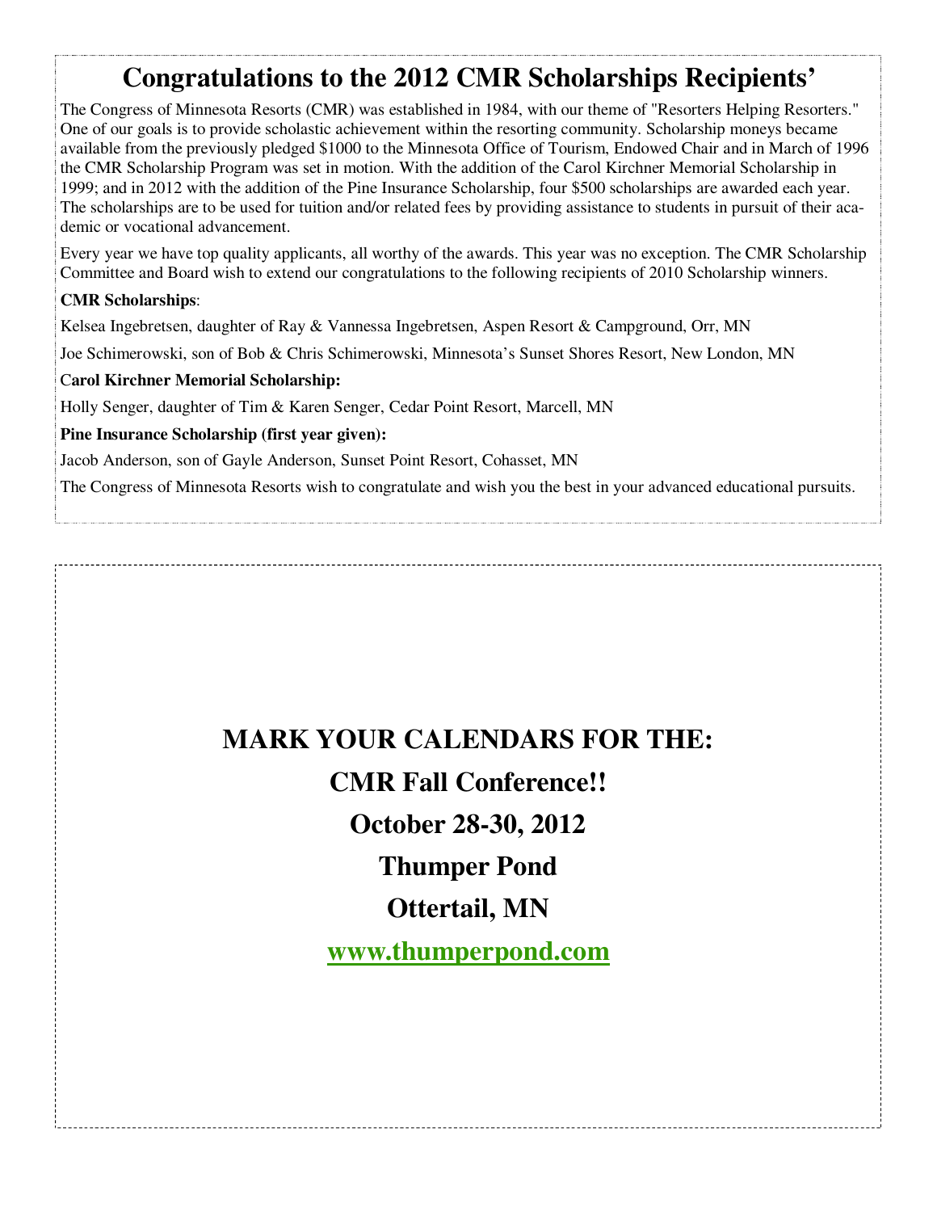# Congratulations to the 2012 CMR Scholarships Recipients'

The Congress of Minnesota Resorts (CMR) was established in 1984, with our theme of "Resorters Helping Resorters." One of our goals is to provide scholastic achievement within the resorting community. Scholarship moneys became available from the previously pledged $1000 to the Minnesota Office of Tourism, Endowed Chair and in March of 1996 the CMR Scholarship Program was set in motion. With the addition of the Carol Kirchner Memorial Scholarship in 1999; and in 2012 with the addition of the Pine Insurance Scholarship, four $500 scholarships are awarded each year. The scholarships are to be used for tuition and/or related fees by providing assistance to students in pursuit of their academic or vocational advancement.

Every year we have top quality applicants, all worthy of the awards. This year was no exception. The CMR Scholarship Committee and Board wish to extend our congratulations to the following recipients of 2010 Scholarship winners.

**CMR Scholarships**:

Kelsea Ingebretsen, daughter of Ray & Vannessa Ingebretsen, Aspen Resort & Campground, Orr, MN

Joe Schimerowski, son of Bob & Chris Schimerowski, Minnesota's Sunset Shores Resort, New London, MN

**Carol Kirchner Memorial Scholarship:**

Holly Senger, daughter of Tim & Karen Senger, Cedar Point Resort, Marcell, MN

**Pine Insurance Scholarship (first year given):**

Jacob Anderson, son of Gayle Anderson, Sunset Point Resort, Cohasset, MN

The Congress of Minnesota Resorts wish to congratulate and wish you the best in your advanced educational pursuits.

## MARK YOUR CALENDARS FOR THE:

## CMR Fall Conference!!

## October 28-30, 2012

## Thumper Pond

## Ottertail, MN

## www.thumperpond.com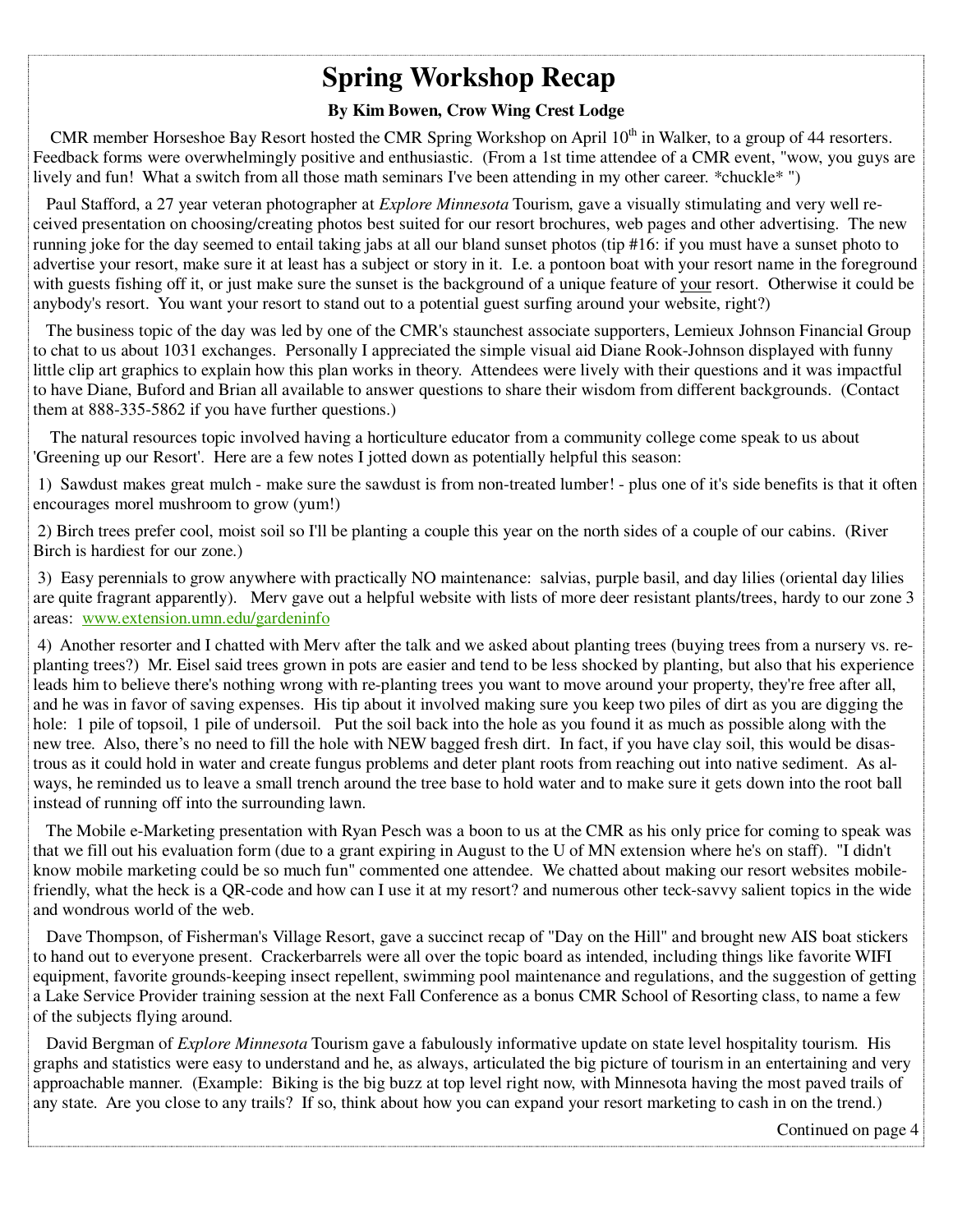# Spring Workshop Recap

**By Kim Bowen, Crow Wing Crest Lodge**

CMR member Horseshoe Bay Resort hosted the CMR Spring Workshop on April 10th in Walker, to a group of 44 resorters. Feedback forms were overwhelmingly positive and enthusiastic. (From a 1st time attendee of a CMR event, "wow, you guys are lively and fun! What a switch from all those math seminars I've been attending in my other career. *chuckle* ")

Paul Stafford, a 27 year veteran photographer at *Explore Minnesota* Tourism, gave a visually stimulating and very well received presentation on choosing/creating photos best suited for our resort brochures, web pages and other advertising. The new running joke for the day seemed to entail taking jabs at all our bland sunset photos (tip #16: if you must have a sunset photo to advertise your resort, make sure it at least has a subject or story in it. I.e. a pontoon boat with your resort name in the foreground with guests fishing off it, or just make sure the sunset is the background of a unique feature of <u>your</u> resort. Otherwise it could be anybody's resort. You want your resort to stand out to a potential guest surfing around your website, right?)

The business topic of the day was led by one of the CMR's staunchest associate supporters, Lemieux Johnson Financial Group to chat to us about 1031 exchanges. Personally I appreciated the simple visual aid Diane Rook-Johnson displayed with funny little clip art graphics to explain how this plan works in theory. Attendees were lively with their questions and it was impactful to have Diane, Buford and Brian all available to answer questions to share their wisdom from different backgrounds. (Contact them at 888-335-5862 if you have further questions.)

The natural resources topic involved having a horticulture educator from a community college come speak to us about 'Greening up our Resort'. Here are a few notes I jotted down as potentially helpful this season:

1) Sawdust makes great mulch - make sure the sawdust is from non-treated lumber! - plus one of it's side benefits is that it often encourages morel mushroom to grow (yum!)

2) Birch trees prefer cool, moist soil so I'll be planting a couple this year on the north sides of a couple of our cabins. (River Birch is hardiest for our zone.)

3) Easy perennials to grow anywhere with practically NO maintenance: salvias, purple basil, and day lilies (oriental day lilies are quite fragrant apparently). Merv gave out a helpful website with lists of more deer resistant plants/trees, hardy to our zone 3 areas: www.extension.umn.edu/gardeninfo

4) Another resorter and I chatted with Merv after the talk and we asked about planting trees (buying trees from a nursery vs. re-planting trees?) Mr. Eisel said trees grown in pots are easier and tend to be less shocked by planting, but also that his experience leads him to believe there's nothing wrong with re-planting trees you want to move around your property, they're free after all, and he was in favor of saving expenses. His tip about it involved making sure you keep two piles of dirt as you are digging the hole: 1 pile of topsoil, 1 pile of undersoil. Put the soil back into the hole as you found it as much as possible along with the new tree. Also, there's no need to fill the hole with NEW bagged fresh dirt. In fact, if you have clay soil, this would be disastrous as it could hold in water and create fungus problems and deter plant roots from reaching out into native sediment. As always, he reminded us to leave a small trench around the tree base to hold water and to make sure it gets down into the root ball instead of running off into the surrounding lawn.

The Mobile e-Marketing presentation with Ryan Pesch was a boon to us at the CMR as his only price for coming to speak was that we fill out his evaluation form (due to a grant expiring in August to the U of MN extension where he's on staff). "I didn't know mobile marketing could be so much fun" commented one attendee. We chatted about making our resort websites mobile-friendly, what the heck is a QR-code and how can I use it at my resort? and numerous other teck-savvy salient topics in the wide and wondrous world of the web.

Dave Thompson, of Fisherman's Village Resort, gave a succinct recap of "Day on the Hill" and brought new AIS boat stickers to hand out to everyone present. Crackerbarrels were all over the topic board as intended, including things like favorite WIFI equipment, favorite grounds-keeping insect repellent, swimming pool maintenance and regulations, and the suggestion of getting a Lake Service Provider training session at the next Fall Conference as a bonus CMR School of Resorting class, to name a few of the subjects flying around.

David Bergman of *Explore Minnesota* Tourism gave a fabulously informative update on state level hospitality tourism. His graphs and statistics were easy to understand and he, as always, articulated the big picture of tourism in an entertaining and very approachable manner. (Example: Biking is the big buzz at top level right now, with Minnesota having the most paved trails of any state. Are you close to any trails? If so, think about how you can expand your resort marketing to cash in on the trend.)

Continued on page 4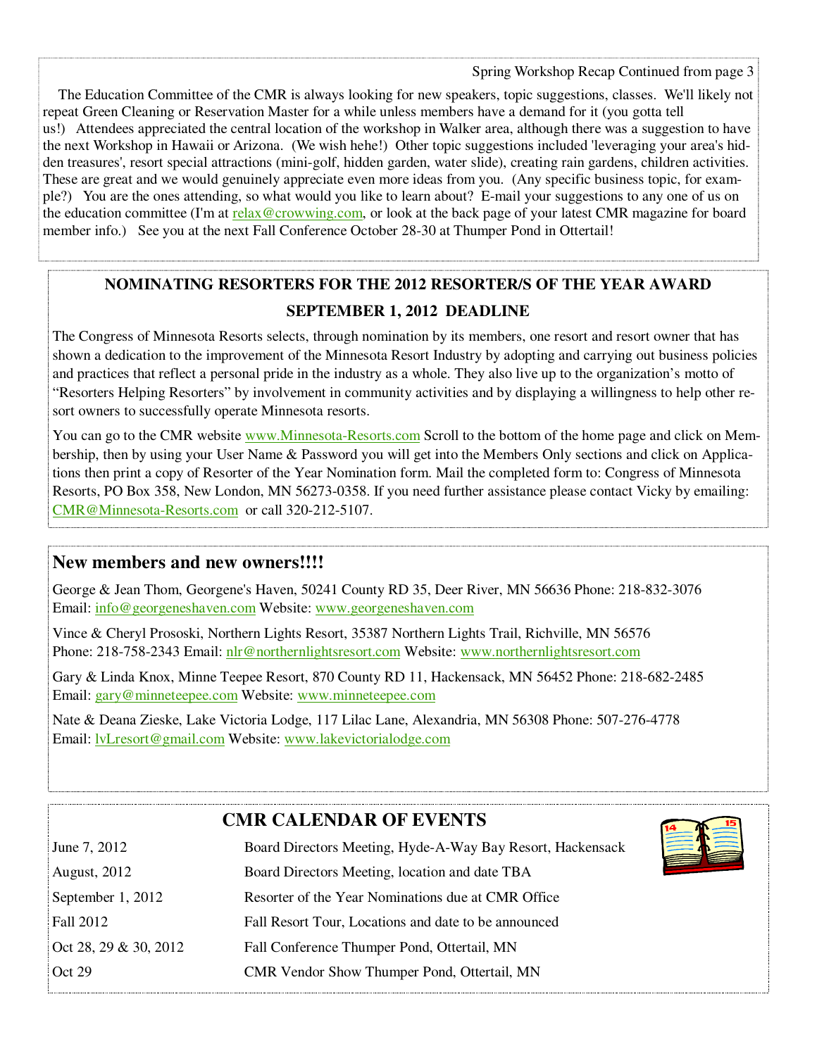Spring Workshop Recap Continued from page 3

The Education Committee of the CMR is always looking for new speakers, topic suggestions, classes. We'll likely not repeat Green Cleaning or Reservation Master for a while unless members have a demand for it (you gotta tell us!) Attendees appreciated the central location of the workshop in Walker area, although there was a suggestion to have the next Workshop in Hawaii or Arizona. (We wish hehe!) Other topic suggestions included 'leveraging your area's hidden treasures', resort special attractions (mini-golf, hidden garden, water slide), creating rain gardens, children activities. These are great and we would genuinely appreciate even more ideas from you. (Any specific business topic, for example?) You are the ones attending, so what would you like to learn about? E-mail your suggestions to any one of us on the education committee (I'm at relax@crowwing.com, or look at the back page of your latest CMR magazine for board member info.) See you at the next Fall Conference October 28-30 at Thumper Pond in Ottertail!

## NOMINATING RESORTERS FOR THE 2012 RESORTER/S OF THE YEAR AWARD

### SEPTEMBER 1, 2012 DEADLINE

The Congress of Minnesota Resorts selects, through nomination by its members, one resort and resort owner that has shown a dedication to the improvement of the Minnesota Resort Industry by adopting and carrying out business policies and practices that reflect a personal pride in the industry as a whole. They also live up to the organization's motto of "Resorters Helping Resorters" by involvement in community activities and by displaying a willingness to help other resort owners to successfully operate Minnesota resorts.

You can go to the CMR website www.Minnesota-Resorts.com Scroll to the bottom of the home page and click on Membership, then by using your User Name & Password you will get into the Members Only sections and click on Applications then print a copy of Resorter of the Year Nomination form. Mail the completed form to: Congress of Minnesota Resorts, PO Box 358, New London, MN 56273-0358. If you need further assistance please contact Vicky by emailing: CMR@Minnesota-Resorts.com or call 320-212-5107.

## New members and new owners!!!!

George & Jean Thom, Georgene's Haven, 50241 County RD 35, Deer River, MN 56636 Phone: 218-832-3076
Email: info@georgeneshaven.com Website: www.georgeneshaven.com

Vince & Cheryl Prososki, Northern Lights Resort, 35387 Northern Lights Trail, Richville, MN 56576
Phone: 218-758-2343 Email: nlr@northernlightsresort.com Website: www.northernlightsresort.com

Gary & Linda Knox, Minne Teepee Resort, 870 County RD 11, Hackensack, MN 56452 Phone: 218-682-2485
Email: gary@minneteepee.com Website: www.minneteepee.com

Nate & Deana Zieske, Lake Victoria Lodge, 117 Lilac Lane, Alexandria, MN 56308 Phone: 507-276-4778
Email: lvLresort@gmail.com Website: www.lakevictorialodge.com

## CMR CALENDAR OF EVENTS

| | |
|---|---|
| June 7, 2012 | Board Directors Meeting, Hyde-A-Way Bay Resort, Hackensack |
| August, 2012 | Board Directors Meeting, location and date TBA |
| September 1, 2012 | Resorter of the Year Nominations due at CMR Office |
| Fall 2012 | Fall Resort Tour, Locations and date to be announced |
| Oct 28, 29 & 30, 2012 | Fall Conference Thumper Pond, Ottertail, MN |
| Oct 29 | CMR Vendor Show Thumper Pond, Ottertail, MN |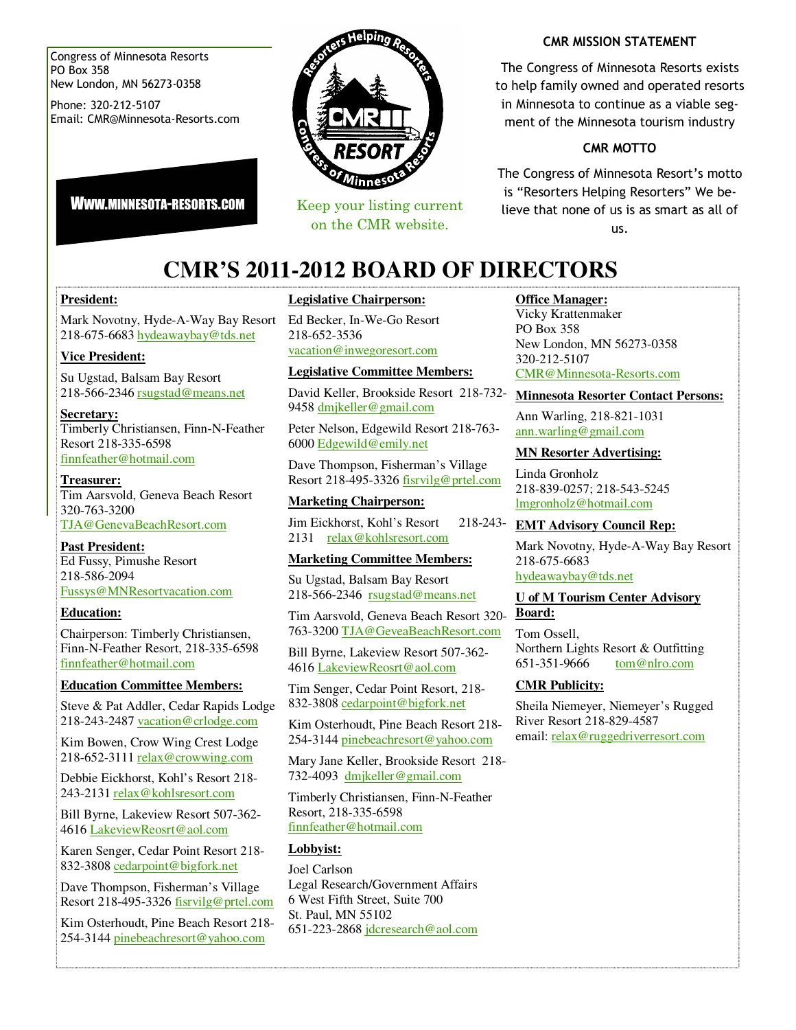Congress of Minnesota Resorts
PO Box 358
New London, MN 56273-0358

Phone: 320-212-5107
Email: CMR@Minnesota-Resorts.com

**WWW.MINNESOTA-RESORTS.COM**

Keep your listing current on the CMR website.

**CMR MISSION STATEMENT**

The Congress of Minnesota Resorts exists to help family owned and operated resorts in Minnesota to continue as a viable segment of the Minnesota tourism industry

**CMR MOTTO**

The Congress of Minnesota Resort's motto is "Resorters Helping Resorters" We believe that none of us is as smart as all of us.

# CMR'S 2011-2012 BOARD OF DIRECTORS

**President:**

Mark Novotny, Hyde-A-Way Bay Resort 218-675-6683 hydeawaybay@tds.net

**Vice President:**

Su Ugstad, Balsam Bay Resort
218-566-2346 rsugstad@means.net

**Secretary:**
Timberly Christiansen, Finn-N-Feather Resort 218-335-6598
finnfeather@hotmail.com

**Treasurer:**
Tim Aarsvold, Geneva Beach Resort
320-763-3200
TJA@GenevaBeachResort.com

**Past President:**
Ed Fussy, Pimushe Resort
218-586-2094
Fussys@MNResortvacation.com

**Education:**

Chairperson: Timberly Christiansen, Finn-N-Feather Resort, 218-335-6598
finnfeather@hotmail.com

**Education Committee Members:**

Steve & Pat Addler, Cedar Rapids Lodge 218-243-2487 vacation@crlodge.com

Kim Bowen, Crow Wing Crest Lodge 218-652-3111 relax@crowwing.com

Debbie Eickhorst, Kohl's Resort 218-243-2131 relax@kohlsresort.com

Bill Byrne, Lakeview Resort 507-362-4616 LakeviewReosrt@aol.com

Karen Senger, Cedar Point Resort 218-832-3808 cedarpoint@bigfork.net

Dave Thompson, Fisherman's Village Resort 218-495-3326 fisrvilg@prtel.com

Kim Osterhoudt, Pine Beach Resort 218-254-3144 pinebeachresort@yahoo.com

**Legislative Chairperson:**

Ed Becker, In-We-Go Resort
218-652-3536
vacation@inwegoresort.com

**Legislative Committee Members:**

David Keller, Brookside Resort 218-732-9458 dmjkeller@gmail.com

Peter Nelson, Edgewild Resort 218-763-6000 Edgewild@emily.net

Dave Thompson, Fisherman's Village Resort 218-495-3326 fisrvilg@prtel.com

**Marketing Chairperson:**

Jim Eickhorst, Kohl's Resort 218-243-2131 relax@kohlsresort.com

**Marketing Committee Members:**

Su Ugstad, Balsam Bay Resort
218-566-2346 rsugstad@means.net

Tim Aarsvold, Geneva Beach Resort 320-763-3200 TJA@GeveaBeachResort.com

Bill Byrne, Lakeview Resort 507-362-4616 LakeviewReosrt@aol.com

Tim Senger, Cedar Point Resort, 218-832-3808 cedarpoint@bigfork.net

Kim Osterhoudt, Pine Beach Resort 218-254-3144 pinebeachresort@yahoo.com

Mary Jane Keller, Brookside Resort 218-732-4093 dmjkeller@gmail.com

Timberly Christiansen, Finn-N-Feather Resort, 218-335-6598
finnfeather@hotmail.com

**Lobbyist:**

Joel Carlson
Legal Research/Government Affairs
6 West Fifth Street, Suite 700
St. Paul, MN 55102
651-223-2868 jdcresearch@aol.com

**Office Manager:**
Vicky Krattenmaker
PO Box 358
New London, MN 56273-0358
320-212-5107
CMR@Minnesota-Resorts.com

**Minnesota Resorter Contact Persons:**

Ann Warling, 218-821-1031
ann.warling@gmail.com

**MN Resorter Advertising:**

Linda Gronholz
218-839-0257; 218-543-5245
lmgronholz@hotmail.com

**EMT Advisory Council Rep:**

Mark Novotny, Hyde-A-Way Bay Resort
218-675-6683
hydeawaybay@tds.net

**U of M Tourism Center Advisory Board:**

Tom Ossell,
Northern Lights Resort & Outfitting
651-351-9666 tom@nlro.com

**CMR Publicity:**

Sheila Niemeyer, Niemeyer's Rugged River Resort 218-829-4587
email: relax@ruggedriverresort.com